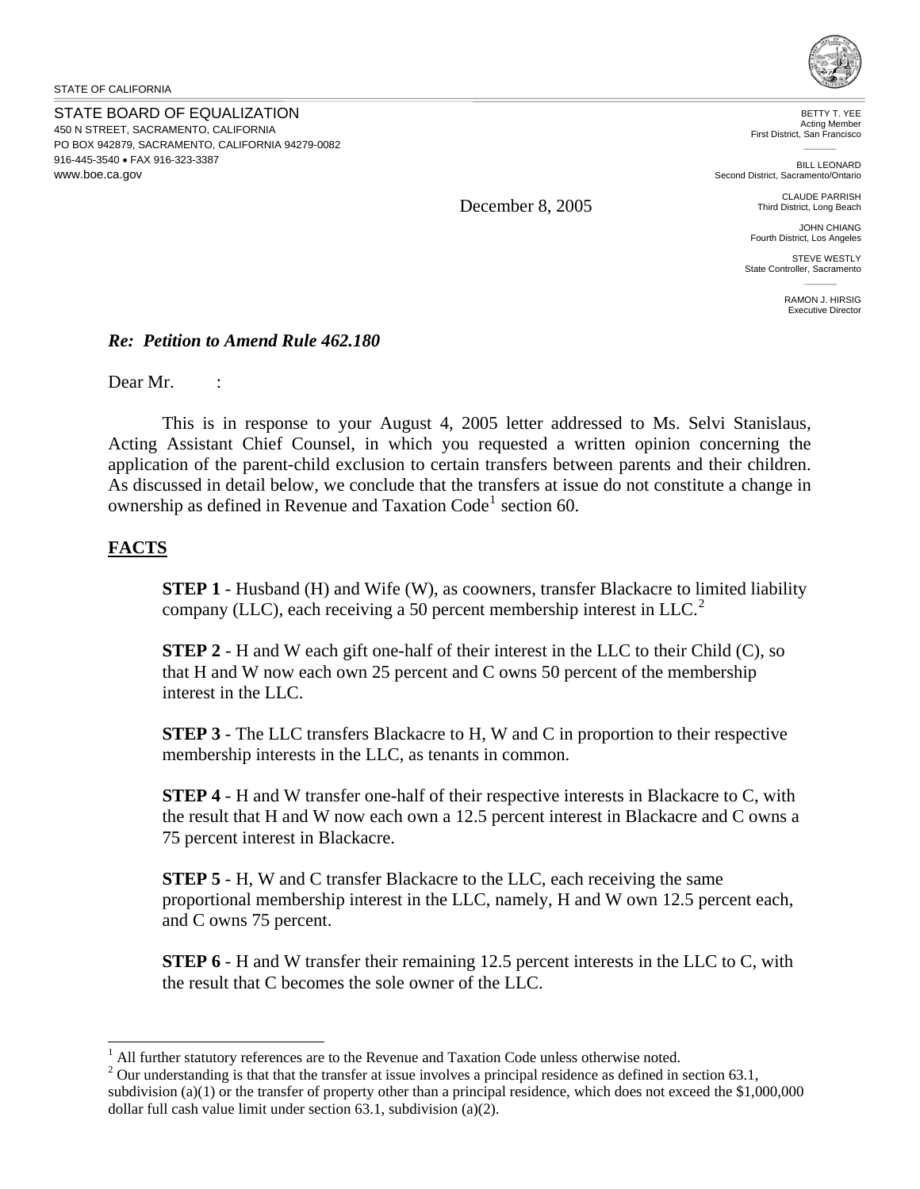STATE OF CALIFORNIA

STATE BOARD OF EQUALIZATION
450 N STREET, SACRAMENTO, CALIFORNIA
PO BOX 942879, SACRAMENTO, CALIFORNIA 94279-0082
916-445-3540 • FAX 916-323-3387
www.boe.ca.gov

BETTY T. YEE
Acting Member
First District, San Francisco

BILL LEONARD
Second District, Sacramento/Ontario

CLAUDE PARRISH
Third District, Long Beach

JOHN CHIANG
Fourth District, Los Angeles

STEVE WESTLY
State Controller, Sacramento

RAMON J. HIRSIG
Executive Director

December 8, 2005

***Re: Petition to Amend Rule 462.180***

Dear Mr. :

This is in response to your August 4, 2005 letter addressed to Ms. Selvi Stanislaus, Acting Assistant Chief Counsel, in which you requested a written opinion concerning the application of the parent-child exclusion to certain transfers between parents and their children. As discussed in detail below, we conclude that the transfers at issue do not constitute a change in ownership as defined in Revenue and Taxation Code[1] section 60.

## FACTS

**STEP 1** - Husband (H) and Wife (W), as coowners, transfer Blackacre to limited liability company (LLC), each receiving a 50 percent membership interest in LLC.[2]

**STEP 2** - H and W each gift one-half of their interest in the LLC to their Child (C), so that H and W now each own 25 percent and C owns 50 percent of the membership interest in the LLC.

**STEP 3** - The LLC transfers Blackacre to H, W and C in proportion to their respective membership interests in the LLC, as tenants in common.

**STEP 4** - H and W transfer one-half of their respective interests in Blackacre to C, with the result that H and W now each own a 12.5 percent interest in Blackacre and C owns a 75 percent interest in Blackacre.

**STEP 5** - H, W and C transfer Blackacre to the LLC, each receiving the same proportional membership interest in the LLC, namely, H and W own 12.5 percent each, and C owns 75 percent.

**STEP 6** - H and W transfer their remaining 12.5 percent interests in the LLC to C, with the result that C becomes the sole owner of the LLC.

---

[1] All further statutory references are to the Revenue and Taxation Code unless otherwise noted.

[2] Our understanding is that that the transfer at issue involves a principal residence as defined in section 63.1, subdivision (a)(1) or the transfer of property other than a principal residence, which does not exceed the $1,000,000 dollar full cash value limit under section 63.1, subdivision (a)(2).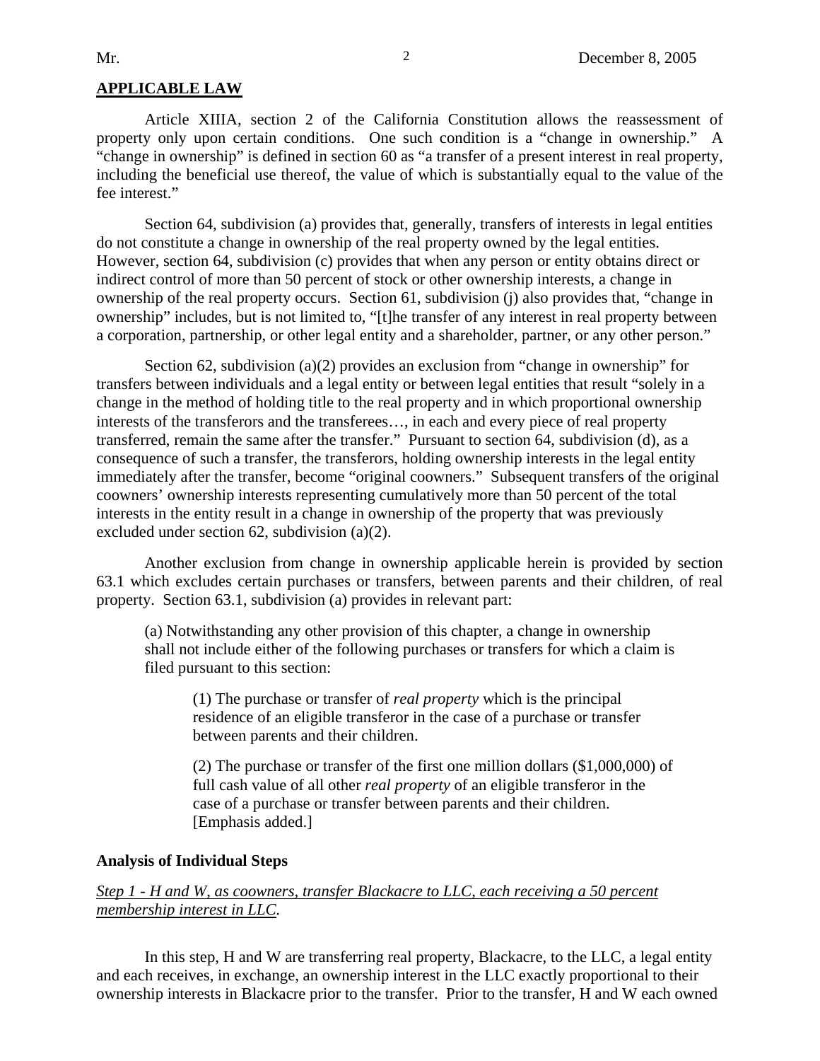**APPLICABLE LAW**

Article XIIIA, section 2 of the California Constitution allows the reassessment of property only upon certain conditions. One such condition is a "change in ownership." A "change in ownership" is defined in section 60 as "a transfer of a present interest in real property, including the beneficial use thereof, the value of which is substantially equal to the value of the fee interest."

Section 64, subdivision (a) provides that, generally, transfers of interests in legal entities do not constitute a change in ownership of the real property owned by the legal entities. However, section 64, subdivision (c) provides that when any person or entity obtains direct or indirect control of more than 50 percent of stock or other ownership interests, a change in ownership of the real property occurs. Section 61, subdivision (j) also provides that, "change in ownership" includes, but is not limited to, "[t]he transfer of any interest in real property between a corporation, partnership, or other legal entity and a shareholder, partner, or any other person."

Section 62, subdivision (a)(2) provides an exclusion from "change in ownership" for transfers between individuals and a legal entity or between legal entities that result "solely in a change in the method of holding title to the real property and in which proportional ownership interests of the transferors and the transferees…, in each and every piece of real property transferred, remain the same after the transfer." Pursuant to section 64, subdivision (d), as a consequence of such a transfer, the transferors, holding ownership interests in the legal entity immediately after the transfer, become "original coowners." Subsequent transfers of the original coowners' ownership interests representing cumulatively more than 50 percent of the total interests in the entity result in a change in ownership of the property that was previously excluded under section 62, subdivision (a)(2).

Another exclusion from change in ownership applicable herein is provided by section 63.1 which excludes certain purchases or transfers, between parents and their children, of real property. Section 63.1, subdivision (a) provides in relevant part:

> (a) Notwithstanding any other provision of this chapter, a change in ownership shall not include either of the following purchases or transfers for which a claim is filed pursuant to this section:
>
> > (1) The purchase or transfer of *real property* which is the principal residence of an eligible transferor in the case of a purchase or transfer between parents and their children.
> >
> > (2) The purchase or transfer of the first one million dollars ($1,000,000) of full cash value of all other *real property* of an eligible transferor in the case of a purchase or transfer between parents and their children. [Emphasis added.]

**Analysis of Individual Steps**

*Step 1 - H and W, as coowners, transfer Blackacre to LLC, each receiving a 50 percent membership interest in LLC.*

In this step, H and W are transferring real property, Blackacre, to the LLC, a legal entity and each receives, in exchange, an ownership interest in the LLC exactly proportional to their ownership interests in Blackacre prior to the transfer. Prior to the transfer, H and W each owned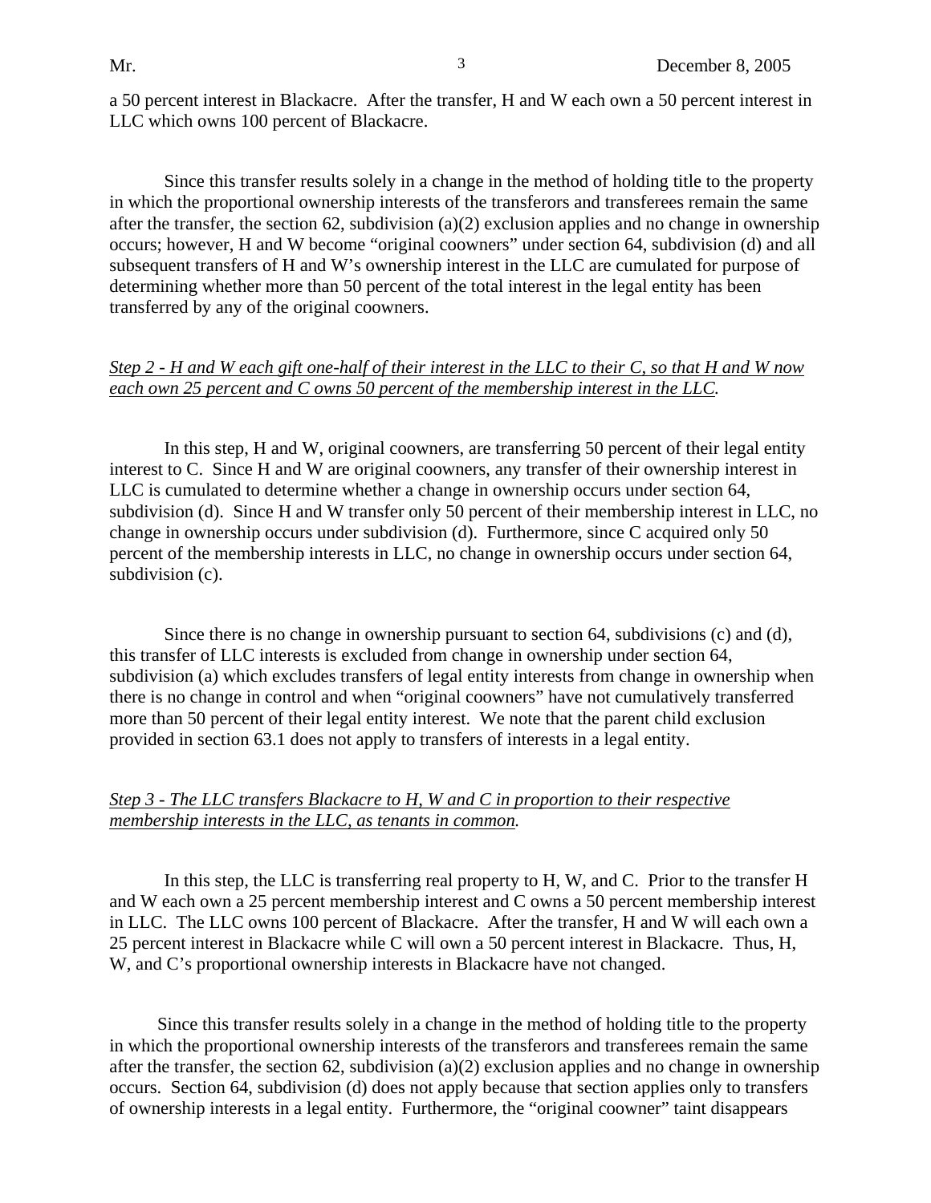a 50 percent interest in Blackacre. After the transfer, H and W each own a 50 percent interest in LLC which owns 100 percent of Blackacre.

Since this transfer results solely in a change in the method of holding title to the property in which the proportional ownership interests of the transferors and transferees remain the same after the transfer, the section 62, subdivision (a)(2) exclusion applies and no change in ownership occurs; however, H and W become "original coowners" under section 64, subdivision (d) and all subsequent transfers of H and W's ownership interest in the LLC are cumulated for purpose of determining whether more than 50 percent of the total interest in the legal entity has been transferred by any of the original coowners.

*Step 2 - H and W each gift one-half of their interest in the LLC to their C, so that H and W now each own 25 percent and C owns 50 percent of the membership interest in the LLC.*

In this step, H and W, original coowners, are transferring 50 percent of their legal entity interest to C. Since H and W are original coowners, any transfer of their ownership interest in LLC is cumulated to determine whether a change in ownership occurs under section 64, subdivision (d). Since H and W transfer only 50 percent of their membership interest in LLC, no change in ownership occurs under subdivision (d). Furthermore, since C acquired only 50 percent of the membership interests in LLC, no change in ownership occurs under section 64, subdivision (c).

Since there is no change in ownership pursuant to section 64, subdivisions (c) and (d), this transfer of LLC interests is excluded from change in ownership under section 64, subdivision (a) which excludes transfers of legal entity interests from change in ownership when there is no change in control and when "original coowners" have not cumulatively transferred more than 50 percent of their legal entity interest. We note that the parent child exclusion provided in section 63.1 does not apply to transfers of interests in a legal entity.

*Step 3 - The LLC transfers Blackacre to H, W and C in proportion to their respective membership interests in the LLC, as tenants in common.*

In this step, the LLC is transferring real property to H, W, and C. Prior to the transfer H and W each own a 25 percent membership interest and C owns a 50 percent membership interest in LLC. The LLC owns 100 percent of Blackacre. After the transfer, H and W will each own a 25 percent interest in Blackacre while C will own a 50 percent interest in Blackacre. Thus, H, W, and C's proportional ownership interests in Blackacre have not changed.

Since this transfer results solely in a change in the method of holding title to the property in which the proportional ownership interests of the transferors and transferees remain the same after the transfer, the section 62, subdivision (a)(2) exclusion applies and no change in ownership occurs. Section 64, subdivision (d) does not apply because that section applies only to transfers of ownership interests in a legal entity. Furthermore, the "original coowner" taint disappears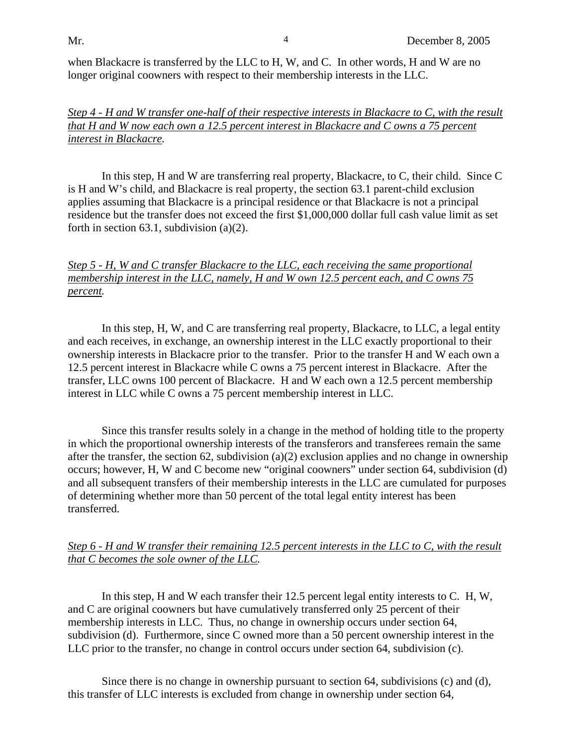when Blackacre is transferred by the LLC to H, W, and C. In other words, H and W are no longer original coowners with respect to their membership interests in the LLC.

*Step 4 - H and W transfer one-half of their respective interests in Blackacre to C, with the result that H and W now each own a 12.5 percent interest in Blackacre and C owns a 75 percent interest in Blackacre.*

In this step, H and W are transferring real property, Blackacre, to C, their child. Since C is H and W's child, and Blackacre is real property, the section 63.1 parent-child exclusion applies assuming that Blackacre is a principal residence or that Blackacre is not a principal residence but the transfer does not exceed the first $1,000,000 dollar full cash value limit as set forth in section 63.1, subdivision (a)(2).

*Step 5 - H, W and C transfer Blackacre to the LLC, each receiving the same proportional membership interest in the LLC, namely, H and W own 12.5 percent each, and C owns 75 percent.*

In this step, H, W, and C are transferring real property, Blackacre, to LLC, a legal entity and each receives, in exchange, an ownership interest in the LLC exactly proportional to their ownership interests in Blackacre prior to the transfer. Prior to the transfer H and W each own a 12.5 percent interest in Blackacre while C owns a 75 percent interest in Blackacre. After the transfer, LLC owns 100 percent of Blackacre. H and W each own a 12.5 percent membership interest in LLC while C owns a 75 percent membership interest in LLC.

Since this transfer results solely in a change in the method of holding title to the property in which the proportional ownership interests of the transferors and transferees remain the same after the transfer, the section 62, subdivision (a)(2) exclusion applies and no change in ownership occurs; however, H, W and C become new "original coowners" under section 64, subdivision (d) and all subsequent transfers of their membership interests in the LLC are cumulated for purposes of determining whether more than 50 percent of the total legal entity interest has been transferred.

*Step 6 - H and W transfer their remaining 12.5 percent interests in the LLC to C, with the result that C becomes the sole owner of the LLC.*

In this step, H and W each transfer their 12.5 percent legal entity interests to C. H, W, and C are original coowners but have cumulatively transferred only 25 percent of their membership interests in LLC. Thus, no change in ownership occurs under section 64, subdivision (d). Furthermore, since C owned more than a 50 percent ownership interest in the LLC prior to the transfer, no change in control occurs under section 64, subdivision (c).

Since there is no change in ownership pursuant to section 64, subdivisions (c) and (d), this transfer of LLC interests is excluded from change in ownership under section 64,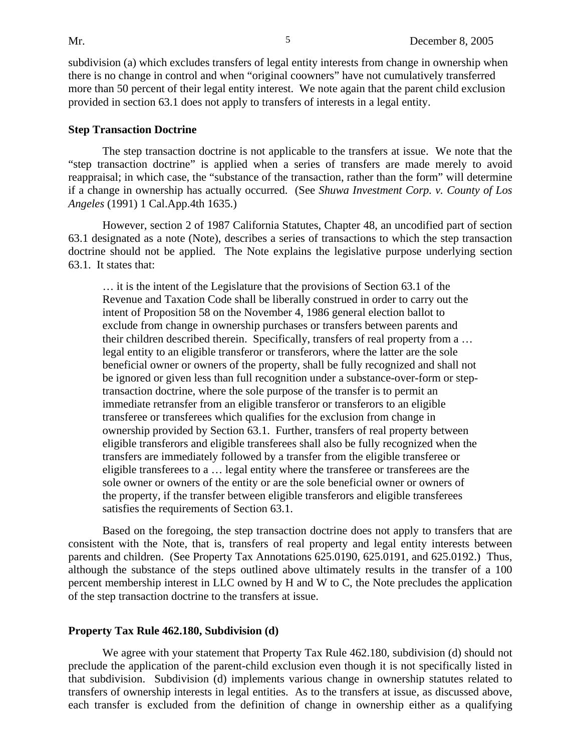subdivision (a) which excludes transfers of legal entity interests from change in ownership when there is no change in control and when "original coowners" have not cumulatively transferred more than 50 percent of their legal entity interest. We note again that the parent child exclusion provided in section 63.1 does not apply to transfers of interests in a legal entity.

**Step Transaction Doctrine**

The step transaction doctrine is not applicable to the transfers at issue. We note that the "step transaction doctrine" is applied when a series of transfers are made merely to avoid reappraisal; in which case, the "substance of the transaction, rather than the form" will determine if a change in ownership has actually occurred. (See *Shuwa Investment Corp. v. County of Los Angeles* (1991) 1 Cal.App.4th 1635.)

However, section 2 of 1987 California Statutes, Chapter 48, an uncodified part of section 63.1 designated as a note (Note), describes a series of transactions to which the step transaction doctrine should not be applied. The Note explains the legislative purpose underlying section 63.1. It states that:

> … it is the intent of the Legislature that the provisions of Section 63.1 of the Revenue and Taxation Code shall be liberally construed in order to carry out the intent of Proposition 58 on the November 4, 1986 general election ballot to exclude from change in ownership purchases or transfers between parents and their children described therein. Specifically, transfers of real property from a … legal entity to an eligible transferor or transferors, where the latter are the sole beneficial owner or owners of the property, shall be fully recognized and shall not be ignored or given less than full recognition under a substance-over-form or step-transaction doctrine, where the sole purpose of the transfer is to permit an immediate retransfer from an eligible transferor or transferors to an eligible transferee or transferees which qualifies for the exclusion from change in ownership provided by Section 63.1. Further, transfers of real property between eligible transferors and eligible transferees shall also be fully recognized when the transfers are immediately followed by a transfer from the eligible transferee or eligible transferees to a … legal entity where the transferee or transferees are the sole owner or owners of the entity or are the sole beneficial owner or owners of the property, if the transfer between eligible transferors and eligible transferees satisfies the requirements of Section 63.1.

Based on the foregoing, the step transaction doctrine does not apply to transfers that are consistent with the Note, that is, transfers of real property and legal entity interests between parents and children. (See Property Tax Annotations 625.0190, 625.0191, and 625.0192.) Thus, although the substance of the steps outlined above ultimately results in the transfer of a 100 percent membership interest in LLC owned by H and W to C, the Note precludes the application of the step transaction doctrine to the transfers at issue.

**Property Tax Rule 462.180, Subdivision (d)**

We agree with your statement that Property Tax Rule 462.180, subdivision (d) should not preclude the application of the parent-child exclusion even though it is not specifically listed in that subdivision. Subdivision (d) implements various change in ownership statutes related to transfers of ownership interests in legal entities. As to the transfers at issue, as discussed above, each transfer is excluded from the definition of change in ownership either as a qualifying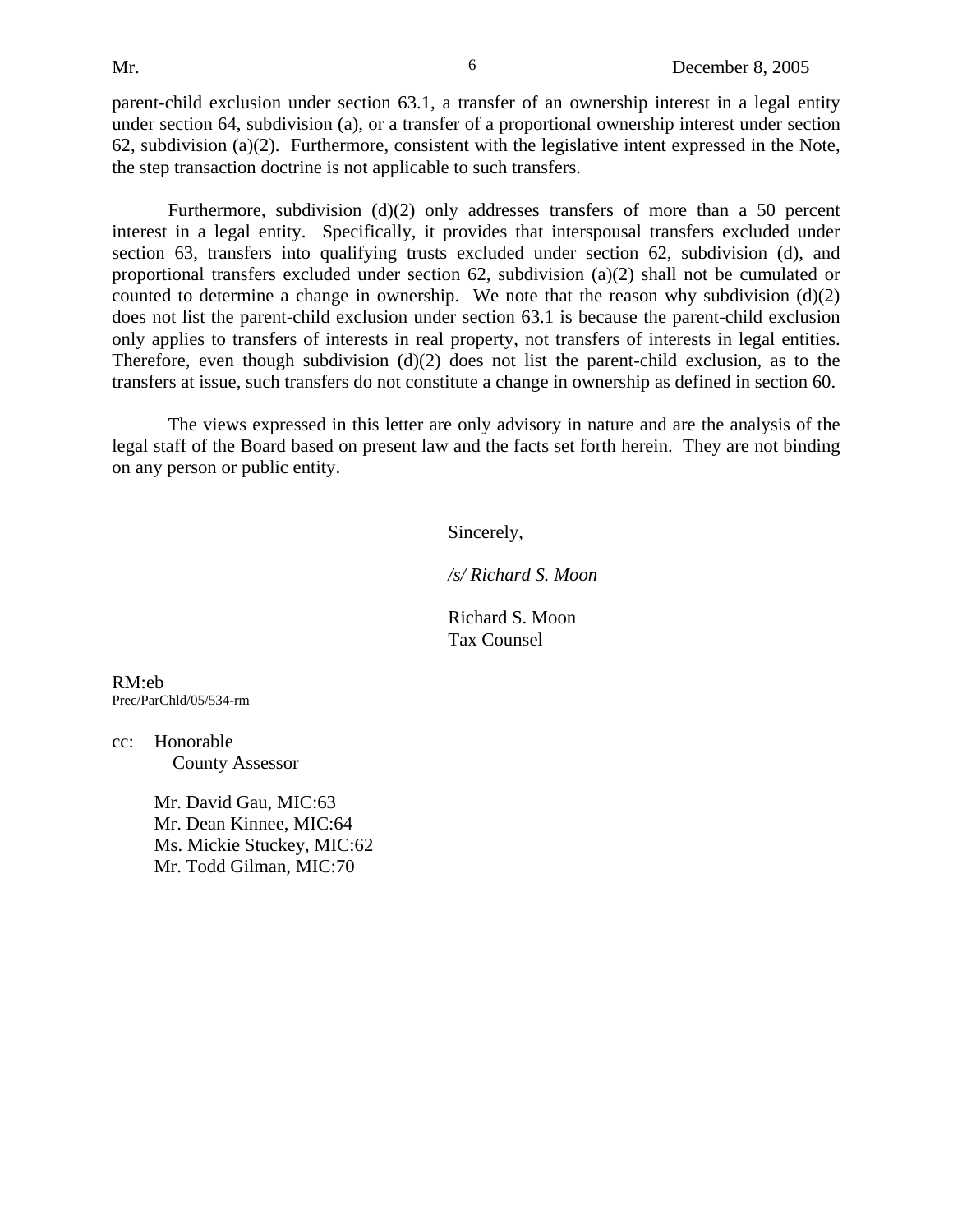parent-child exclusion under section 63.1, a transfer of an ownership interest in a legal entity under section 64, subdivision (a), or a transfer of a proportional ownership interest under section 62, subdivision (a)(2). Furthermore, consistent with the legislative intent expressed in the Note, the step transaction doctrine is not applicable to such transfers.

Furthermore, subdivision (d)(2) only addresses transfers of more than a 50 percent interest in a legal entity. Specifically, it provides that interspousal transfers excluded under section 63, transfers into qualifying trusts excluded under section 62, subdivision (d), and proportional transfers excluded under section 62, subdivision (a)(2) shall not be cumulated or counted to determine a change in ownership. We note that the reason why subdivision (d)(2) does not list the parent-child exclusion under section 63.1 is because the parent-child exclusion only applies to transfers of interests in real property, not transfers of interests in legal entities. Therefore, even though subdivision (d)(2) does not list the parent-child exclusion, as to the transfers at issue, such transfers do not constitute a change in ownership as defined in section 60.

The views expressed in this letter are only advisory in nature and are the analysis of the legal staff of the Board based on present law and the facts set forth herein. They are not binding on any person or public entity.

Sincerely,

*/s/ Richard S. Moon*

Richard S. Moon
Tax Counsel

RM:eb
Prec/ParChld/05/534-rm

cc: Honorable
County Assessor

Mr. David Gau, MIC:63
Mr. Dean Kinnee, MIC:64
Ms. Mickie Stuckey, MIC:62
Mr. Todd Gilman, MIC:70